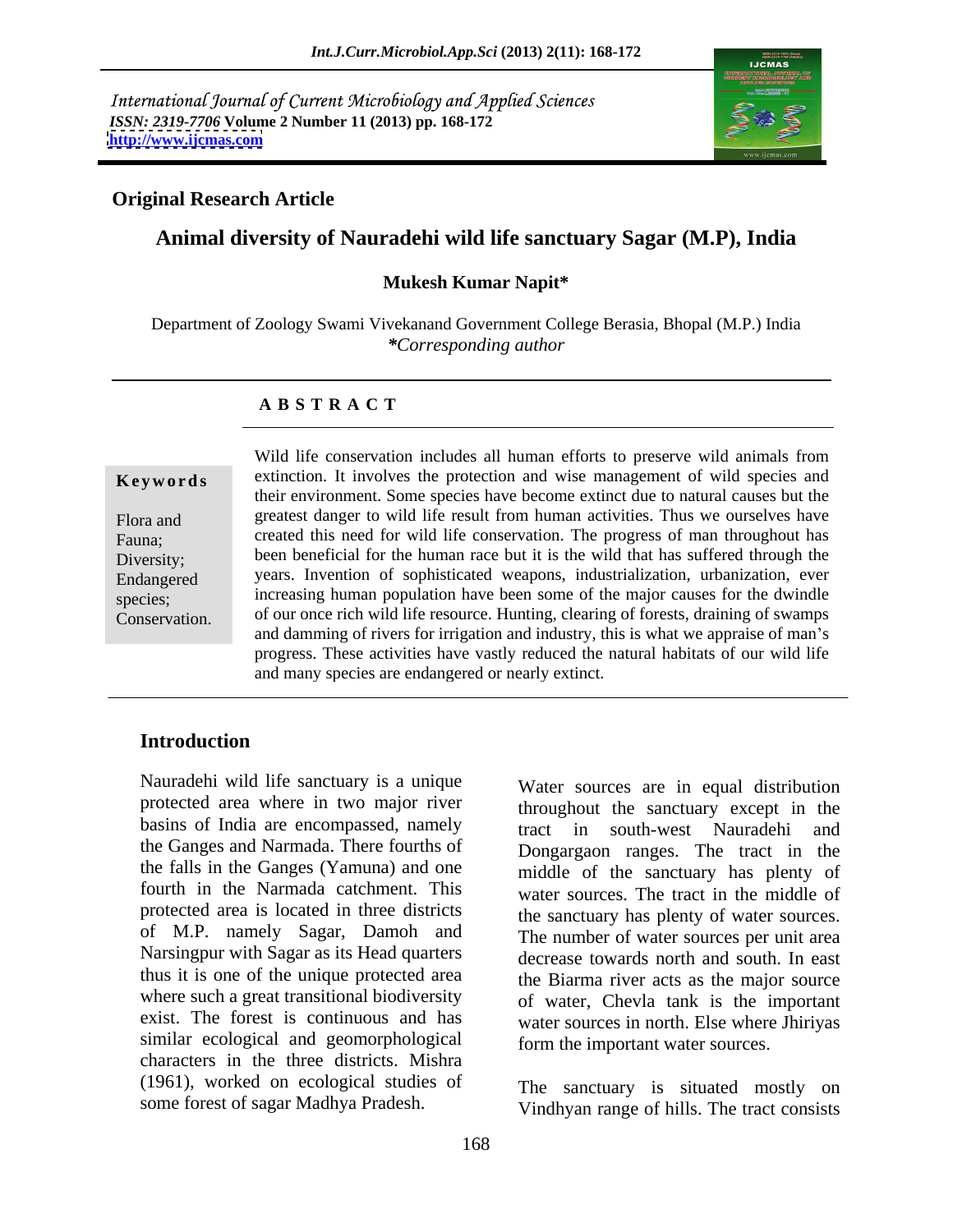International Journal of Current Microbiology and Applied Sciences
*ISSN: 2319-7706* **Volume 2 Number 11 (2013) pp. 168-172**
**http://www.ijcmas.com**

**Original Research Article**

# Animal diversity of Nauradehi wild life sanctuary Sagar (M.P), India

**Mukesh Kumar Napit***

Department of Zoology Swami Vivekanand Government College Berasia, Bhopal (M.P.) India
***Corresponding author***

**A B S T R A C T**

**Keywords**

Flora and Fauna; Diversity; Endangered species; Conservation.

Wild life conservation includes all human efforts to preserve wild animals from extinction. It involves the protection and wise management of wild species and their environment. Some species have become extinct due to natural causes but the greatest danger to wild life result from human activities. Thus we ourselves have created this need for wild life conservation. The progress of man throughout has been beneficial for the human race but it is the wild that has suffered through the years. Invention of sophisticated weapons, industrialization, urbanization, ever increasing human population have been some of the major causes for the dwindle of our once rich wild life resource. Hunting, clearing of forests, draining of swamps and damming of rivers for irrigation and industry, this is what we appraise of man's progress. These activities have vastly reduced the natural habitats of our wild life and many species are endangered or nearly extinct.

## Introduction

Nauradehi wild life sanctuary is a unique protected area where in two major river basins of India are encompassed, namely the Ganges and Narmada. There fourths of the falls in the Ganges (Yamuna) and one fourth in the Narmada catchment. This protected area is located in three districts of M.P. namely Sagar, Damoh and Narsingpur with Sagar as its Head quarters thus it is one of the unique protected area where such a great transitional biodiversity exist. The forest is continuous and has similar ecological and geomorphological characters in the three districts. Mishra (1961), worked on ecological studies of some forest of sagar Madhya Pradesh.

Water sources are in equal distribution throughout the sanctuary except in the tract in south-west Nauradehi and Dongargaon ranges. The tract in the middle of the sanctuary has plenty of water sources. The tract in the middle of the sanctuary has plenty of water sources. The number of water sources per unit area decrease towards north and south. In east the Biarma river acts as the major source of water, Chevla tank is the important water sources in north. Else where Jhiriyas form the important water sources.

The sanctuary is situated mostly on Vindhyan range of hills. The tract consists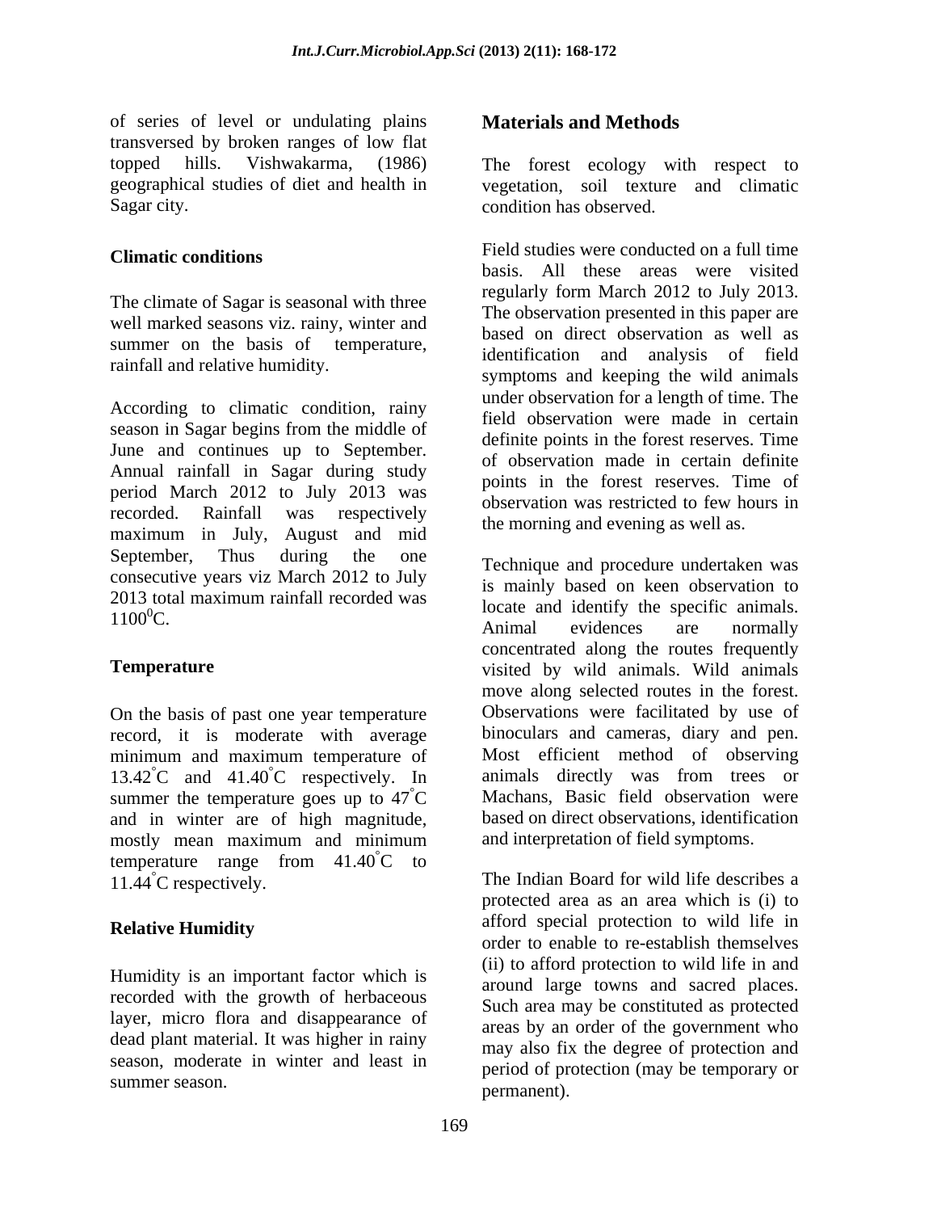of series of level or undulating plains transversed by broken ranges of low flat topped hills. Vishwakarma, (1986) geographical studies of diet and health in Sagar city.

### Climatic conditions

The climate of Sagar is seasonal with three well marked seasons viz. rainy, winter and summer on the basis of temperature, rainfall and relative humidity.

According to climatic condition, rainy season in Sagar begins from the middle of June and continues up to September. Annual rainfall in Sagar during study period March 2012 to July 2013 was recorded. Rainfall was respectively maximum in July, August and mid September, Thus during the one consecutive years viz March 2012 to July 2013 total maximum rainfall recorded was $1100^0$C.

### Temperature

On the basis of past one year temperature record, it is moderate with average minimum and maximum temperature of 13.42°C and 41.40°C respectively. In summer the temperature goes up to 47°C and in winter are of high magnitude, mostly mean maximum and minimum temperature range from 41.40°C to 11.44°C respectively.

### Relative Humidity

Humidity is an important factor which is recorded with the growth of herbaceous layer, micro flora and disappearance of dead plant material. It was higher in rainy season, moderate in winter and least in summer season.

## Materials and Methods

The forest ecology with respect to vegetation, soil texture and climatic condition has observed.

Field studies were conducted on a full time basis. All these areas were visited regularly form March 2012 to July 2013. The observation presented in this paper are based on direct observation as well as identification and analysis of field symptoms and keeping the wild animals under observation for a length of time. The field observation were made in certain definite points in the forest reserves. Time of observation made in certain definite points in the forest reserves. Time of observation was restricted to few hours in the morning and evening as well as.

Technique and procedure undertaken was is mainly based on keen observation to locate and identify the specific animals. Animal evidences are normally concentrated along the routes frequently visited by wild animals. Wild animals move along selected routes in the forest. Observations were facilitated by use of binoculars and cameras, diary and pen. Most efficient method of observing animals directly was from trees or Machans, Basic field observation were based on direct observations, identification and interpretation of field symptoms.

The Indian Board for wild life describes a protected area as an area which is (i) to afford special protection to wild life in order to enable to re-establish themselves (ii) to afford protection to wild life in and around large towns and sacred places. Such area may be constituted as protected areas by an order of the government who may also fix the degree of protection and period of protection (may be temporary or permanent).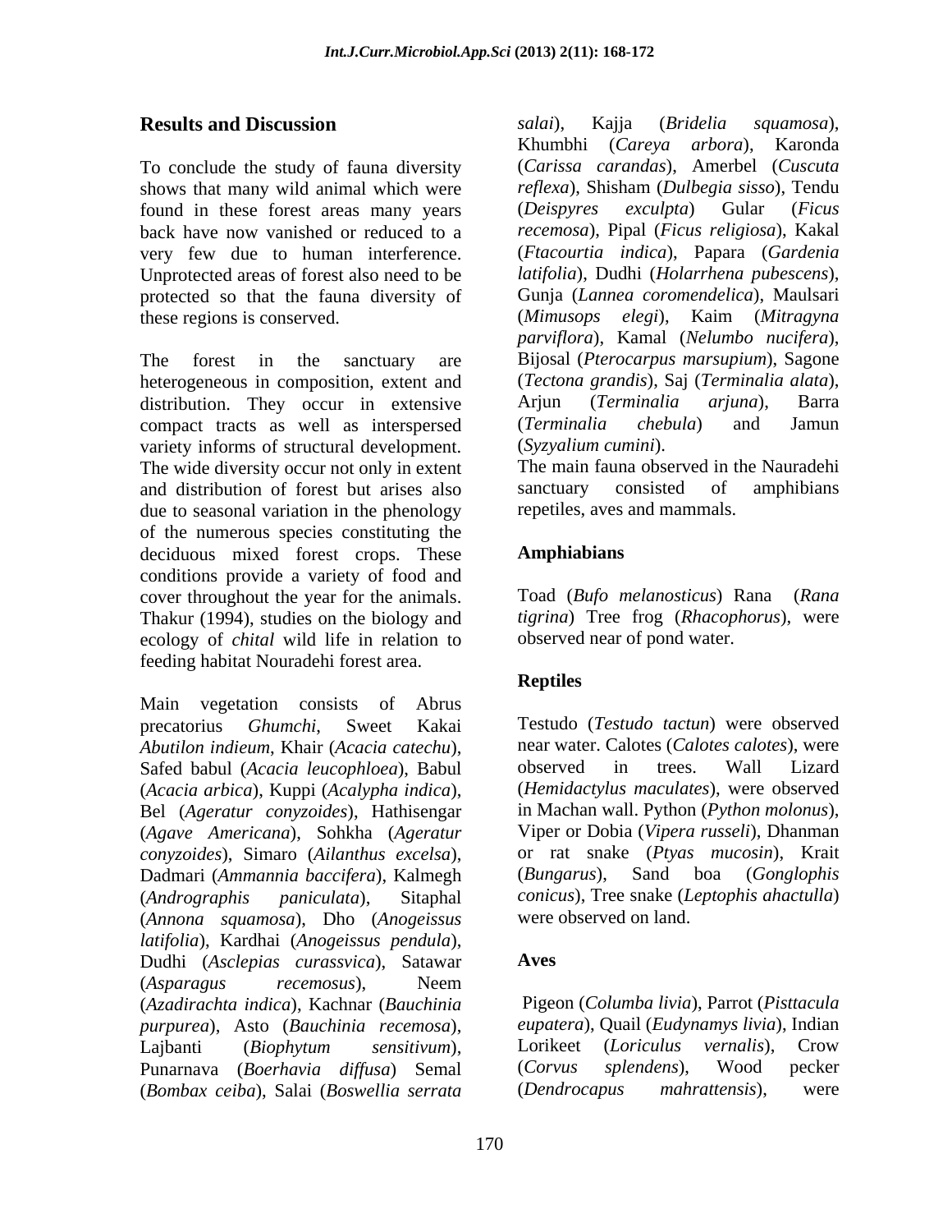## Results and Discussion

To conclude the study of fauna diversity shows that many wild animal which were found in these forest areas many years back have now vanished or reduced to a very few due to human interference. Unprotected areas of forest also need to be protected so that the fauna diversity of these regions is conserved.

The forest in the sanctuary are heterogeneous in composition, extent and distribution. They occur in extensive compact tracts as well as interspersed variety informs of structural development. The wide diversity occur not only in extent and distribution of forest but arises also due to seasonal variation in the phenology of the numerous species constituting the deciduous mixed forest crops. These conditions provide a variety of food and cover throughout the year for the animals. Thakur (1994), studies on the biology and ecology of *chital* wild life in relation to feeding habitat Nouradehi forest area.

Main vegetation consists of Abrus precatorius *Ghumchi*, Sweet Kakai *Abutilon indieum*, Khair (*Acacia catechu*), Safed babul (*Acacia leucophloea*), Babul (*Acacia arbica*), Kuppi (*Acalypha indica*), Bel (*Ageratur conyzoides*), Hathisengar (*Agave Americana*), Sohkha (*Ageratur conyzoides*), Simaro (*Ailanthus excelsa*), Dadmari (*Ammannia baccifera*), Kalmegh (*Andrographis paniculata*), Sitaphal (*Annona squamosa*), Dho (*Anogeissus latifolia*), Kardhai (*Anogeissus pendula*), Dudhi (*Asclepias curassvica*), Satawar (*Asparagus recemosus*), Neem (*Azadirachta indica*), Kachnar (*Bauchinia purpurea*), Asto (*Bauchinia recemosa*), Lajbanti (*Biophytum sensitivum*), Punarnava (*Boerhavia diffusa*) Semal (*Bombax ceiba*), Salai (*Boswellia serrata salai*), Kajja (*Bridelia squamosa*), Khumbhi (*Careya arbora*), Karonda (*Carissa carandas*), Amerbel (*Cuscuta reflexa*), Shisham (*Dulbegia sisso*), Tendu (*Deispyres exculpta*) Gular (*Ficus recemosa*), Pipal (*Ficus religiosa*), Kakal (*Ftacourtia indica*), Papara (*Gardenia latifolia*), Dudhi (*Holarrhena pubescens*), Gunja (*Lannea coromendelica*), Maulsari (*Mimusops elegi*), Kaim (*Mitragyna parviflora*), Kamal (*Nelumbo nucifera*), Bijosal (*Pterocarpus marsupium*), Sagone (*Tectona grandis*), Saj (*Terminalia alata*), Arjun (*Terminalia arjuna*), Barra (*Terminalia chebula*) and Jamun (*Syzyalium cumini*).

The main fauna observed in the Nauradehi sanctuary consisted of amphibians repetiles, aves and mammals.

### Amphiabians

Toad (*Bufo melanosticus*) Rana (*Rana tigrina*) Tree frog (*Rhacophorus*), were observed near of pond water.

### Reptiles

Testudo (*Testudo tactun*) were observed near water. Calotes (*Calotes calotes*), were observed in trees. Wall Lizard (*Hemidactylus maculates*), were observed in Machan wall. Python (*Python molonus*), Viper or Dobia (*Vipera russeli*), Dhanman or rat snake (*Ptyas mucosin*), Krait (*Bungarus*), Sand boa (*Gonglophis conicus*), Tree snake (*Leptophis ahactulla*) were observed on land.

### Aves

Pigeon (*Columba livia*), Parrot (*Pisttacula eupatera*), Quail (*Eudynamys livia*), Indian Lorikeet (*Loriculus vernalis*), Crow (*Corvus splendens*), Wood pecker (*Dendrocapus mahrattensis*), were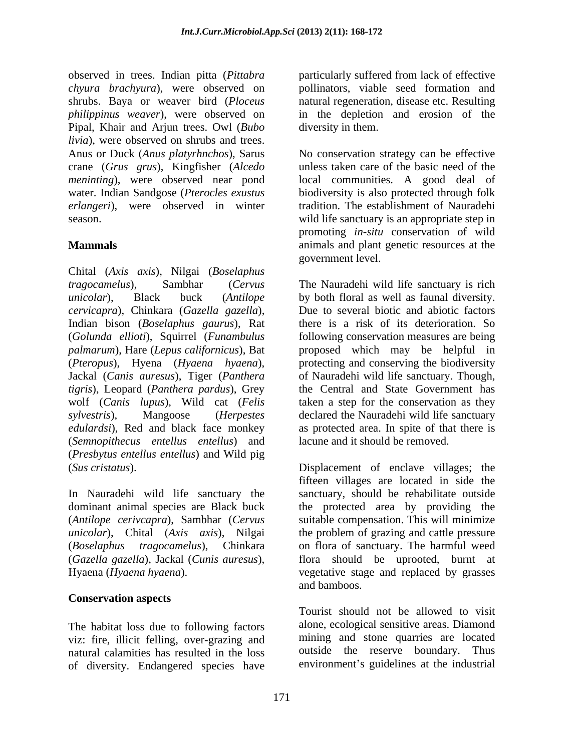observed in trees. Indian pitta (*Pittabra chyura brachyura*), were observed on shrubs. Baya or weaver bird (*Ploceus philippinus weaver*), were observed on Pipal, Khair and Arjun trees. Owl (*Bubo livia*), were observed on shrubs and trees. Anus or Duck (*Anus platyrhnchos*), Sarus crane (*Grus grus*), Kingfisher (*Alcedo meninting*), were observed near pond water. Indian Sandgose (*Pterocles exustus erlangeri*), were observed in winter season.

**Mammals**

Chital (*Axis axis*), Nilgai (*Boselaphus tragocamelus*), Sambhar (*Cervus unicolar*), Black buck (*Antilope cervicapra*), Chinkara (*Gazella gazella*), Indian bison (*Boselaphus gaurus*), Rat (*Golunda ellioti*), Squirrel (*Funambulus palmarum*), Hare (*Lepus californicus*), Bat (*Pteropus*), Hyena (*Hyaena hyaena*), Jackal (*Canis auresus*), Tiger (*Panthera tigris*), Leopard (*Panthera pardus*), Grey wolf (*Canis lupus*), Wild cat (*Felis sylvestris*), Mangoose (*Herpestes edulardsi*), Red and black face monkey (*Semnopithecus entellus entellus*) and (*Presbytus entellus entellus*) and Wild pig (*Sus cristatus*).

In Nauradehi wild life sanctuary the dominant animal species are Black buck (*Antilope cerivcapra*), Sambhar (*Cervus unicolar*), Chital (*Axis axis*), Nilgai (*Boselaphus tragocamelus*), Chinkara (*Gazella gazella*), Jackal (*Cunis auresus*), Hyaena (*Hyaena hyaena*).

**Conservation aspects**

The habitat loss due to following factors viz: fire, illicit felling, over-grazing and natural calamities has resulted in the loss of diversity. Endangered species have particularly suffered from lack of effective pollinators, viable seed formation and natural regeneration, disease etc. Resulting in the depletion and erosion of the diversity in them.

No conservation strategy can be effective unless taken care of the basic need of the local communities. A good deal of biodiversity is also protected through folk tradition. The establishment of Nauradehi wild life sanctuary is an appropriate step in promoting *in-situ* conservation of wild animals and plant genetic resources at the government level.

The Nauradehi wild life sanctuary is rich by both floral as well as faunal diversity. Due to several biotic and abiotic factors there is a risk of its deterioration. So following conservation measures are being proposed which may be helpful in protecting and conserving the biodiversity of Nauradehi wild life sanctuary. Though, the Central and State Government has taken a step for the conservation as they declared the Nauradehi wild life sanctuary as protected area. In spite of that there is lacune and it should be removed.

Displacement of enclave villages; the fifteen villages are located in side the sanctuary, should be rehabilitate outside the protected area by providing the suitable compensation. This will minimize the problem of grazing and cattle pressure on flora of sanctuary. The harmful weed flora should be uprooted, burnt at vegetative stage and replaced by grasses and bamboos.

Tourist should not be allowed to visit alone, ecological sensitive areas. Diamond mining and stone quarries are located outside the reserve boundary. Thus environment's guidelines at the industrial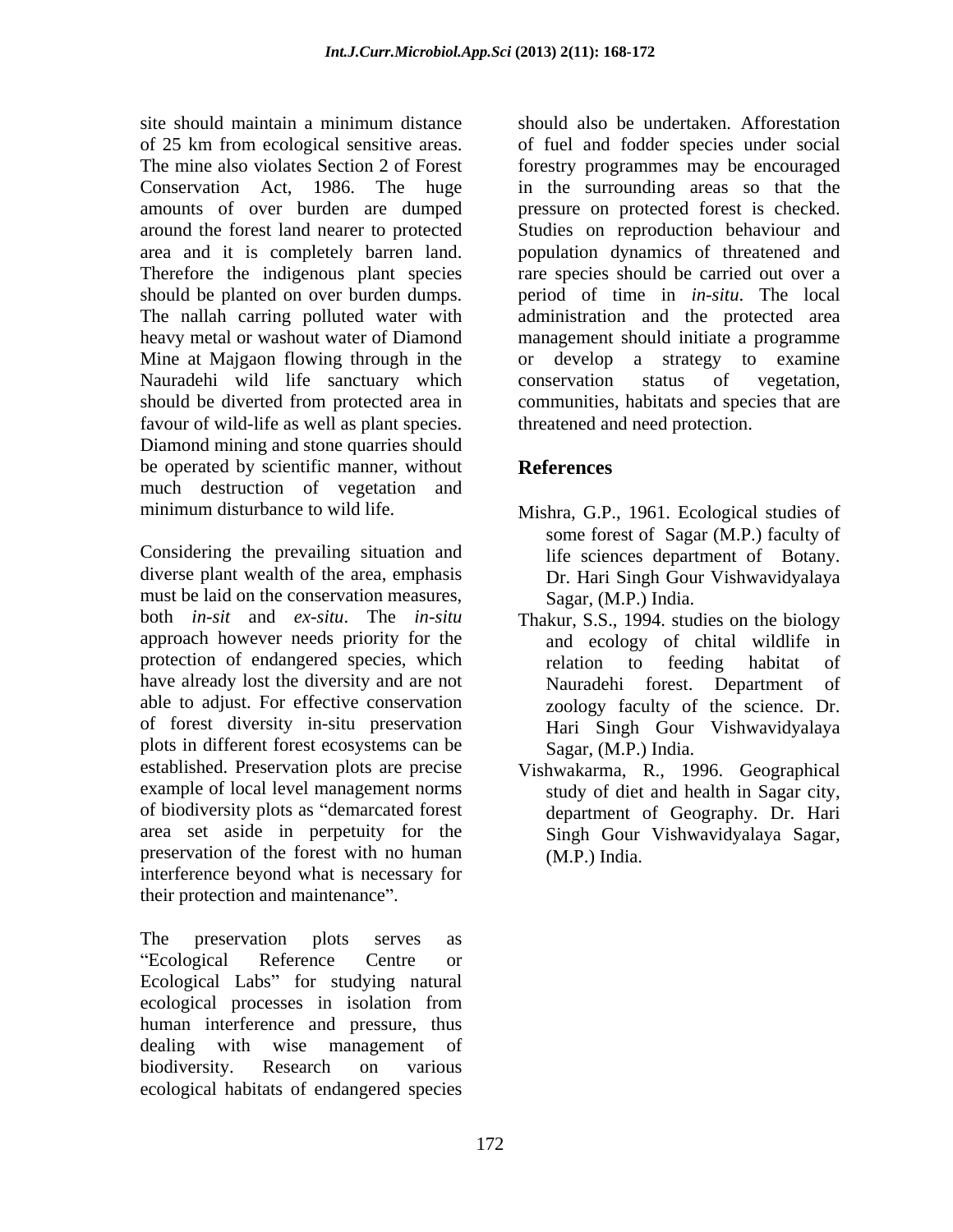site should maintain a minimum distance of 25 km from ecological sensitive areas. The mine also violates Section 2 of Forest Conservation Act, 1986. The huge amounts of over burden are dumped around the forest land nearer to protected area and it is completely barren land. Therefore the indigenous plant species should be planted on over burden dumps. The nallah carring polluted water with heavy metal or washout water of Diamond Mine at Majgaon flowing through in the Nauradehi wild life sanctuary which should be diverted from protected area in favour of wild-life as well as plant species. Diamond mining and stone quarries should be operated by scientific manner, without much destruction of vegetation and minimum disturbance to wild life.

Considering the prevailing situation and diverse plant wealth of the area, emphasis must be laid on the conservation measures, both *in-sit* and *ex-situ*. The *in-situ* approach however needs priority for the protection of endangered species, which have already lost the diversity and are not able to adjust. For effective conservation of forest diversity in-situ preservation plots in different forest ecosystems can be established. Preservation plots are precise example of local level management norms of biodiversity plots as "demarcated forest area set aside in perpetuity for the preservation of the forest with no human interference beyond what is necessary for their protection and maintenance".

The preservation plots serves as "Ecological Reference Centre or Ecological Labs" for studying natural ecological processes in isolation from human interference and pressure, thus dealing with wise management of biodiversity. Research on various ecological habitats of endangered species should also be undertaken. Afforestation of fuel and fodder species under social forestry programmes may be encouraged in the surrounding areas so that the pressure on protected forest is checked. Studies on reproduction behaviour and population dynamics of threatened and rare species should be carried out over a period of time in *in-situ*. The local administration and the protected area management should initiate a programme or develop a strategy to examine conservation status of vegetation, communities, habitats and species that are threatened and need protection.

## References

Mishra, G.P., 1961. Ecological studies of some forest of Sagar (M.P.) faculty of life sciences department of Botany. Dr. Hari Singh Gour Vishwavidyalaya Sagar, (M.P.) India.

Thakur, S.S., 1994. studies on the biology and ecology of chital wildlife in relation to feeding habitat of Nauradehi forest. Department of zoology faculty of the science. Dr. Hari Singh Gour Vishwavidyalaya Sagar, (M.P.) India.

Vishwakarma, R., 1996. Geographical study of diet and health in Sagar city, department of Geography. Dr. Hari Singh Gour Vishwavidyalaya Sagar, (M.P.) India.